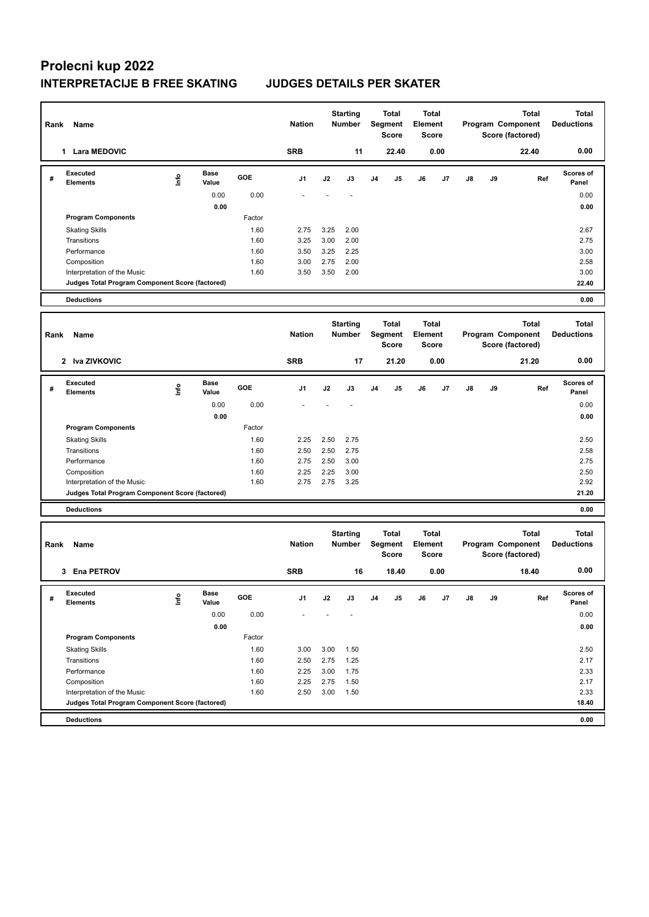# Prolecni kup 2022

## INTERPRETACIJE B FREE SKATING JUDGES DETAILS PER SKATER

| Rank | Name | Nation | Starting Number | Total Segment Score | Total Element Score | Total Program Component Score (factored) | Total Deductions |
|---|---|---|---|---|---|---|---|
| 1 | Lara MEDOVIC | SRB | 11 | 22.40 | 0.00 | 22.40 | 0.00 |

| # | Executed Elements | Info | Base Value | GOE | J1 | J2 | J3 | J4 | J5 | J6 | J7 | J8 | J9 | Ref | Scores of Panel |
|---|---|---|---|---|---|---|---|---|---|---|---|---|---|---|---|
| | | | 0.00 | 0.00 | - | - | - | | | | | | | | 0.00 |
| | | | 0.00 | | | | | | | | | | | | 0.00 |
| | Program Components | | | Factor | | | | | | | | | | | |
| | Skating Skills | | | 1.60 | 2.75 | 3.25 | 2.00 | | | | | | | | 2.67 |
| | Transitions | | | 1.60 | 3.25 | 3.00 | 2.00 | | | | | | | | 2.75 |
| | Performance | | | 1.60 | 3.50 | 3.25 | 2.25 | | | | | | | | 3.00 |
| | Composition | | | 1.60 | 3.00 | 2.75 | 2.00 | | | | | | | | 2.58 |
| | Interpretation of the Music | | | 1.60 | 3.50 | 3.50 | 2.00 | | | | | | | | 3.00 |
| | Judges Total Program Component Score (factored) | | | | | | | | | | | | | | 22.40 |
| | Deductions | | | | | | | | | | | | | | 0.00 |

| Rank | Name | Nation | Starting Number | Total Segment Score | Total Element Score | Total Program Component Score (factored) | Total Deductions |
|---|---|---|---|---|---|---|---|
| 2 | Iva ZIVKOVIC | SRB | 17 | 21.20 | 0.00 | 21.20 | 0.00 |

| # | Executed Elements | Info | Base Value | GOE | J1 | J2 | J3 | J4 | J5 | J6 | J7 | J8 | J9 | Ref | Scores of Panel |
|---|---|---|---|---|---|---|---|---|---|---|---|---|---|---|---|
| | | | 0.00 | 0.00 | - | - | - | | | | | | | | 0.00 |
| | | | 0.00 | | | | | | | | | | | | 0.00 |
| | Program Components | | | Factor | | | | | | | | | | | |
| | Skating Skills | | | 1.60 | 2.25 | 2.50 | 2.75 | | | | | | | | 2.50 |
| | Transitions | | | 1.60 | 2.50 | 2.50 | 2.75 | | | | | | | | 2.58 |
| | Performance | | | 1.60 | 2.75 | 2.50 | 3.00 | | | | | | | | 2.75 |
| | Composition | | | 1.60 | 2.25 | 2.25 | 3.00 | | | | | | | | 2.50 |
| | Interpretation of the Music | | | 1.60 | 2.75 | 2.75 | 3.25 | | | | | | | | 2.92 |
| | Judges Total Program Component Score (factored) | | | | | | | | | | | | | | 21.20 |
| | Deductions | | | | | | | | | | | | | | 0.00 |

| Rank | Name | Nation | Starting Number | Total Segment Score | Total Element Score | Total Program Component Score (factored) | Total Deductions |
|---|---|---|---|---|---|---|---|
| 3 | Ena PETROV | SRB | 16 | 18.40 | 0.00 | 18.40 | 0.00 |

| # | Executed Elements | Info | Base Value | GOE | J1 | J2 | J3 | J4 | J5 | J6 | J7 | J8 | J9 | Ref | Scores of Panel |
|---|---|---|---|---|---|---|---|---|---|---|---|---|---|---|---|
| | | | 0.00 | 0.00 | - | - | - | | | | | | | | 0.00 |
| | | | 0.00 | | | | | | | | | | | | 0.00 |
| | Program Components | | | Factor | | | | | | | | | | | |
| | Skating Skills | | | 1.60 | 3.00 | 3.00 | 1.50 | | | | | | | | 2.50 |
| | Transitions | | | 1.60 | 2.50 | 2.75 | 1.25 | | | | | | | | 2.17 |
| | Performance | | | 1.60 | 2.25 | 3.00 | 1.75 | | | | | | | | 2.33 |
| | Composition | | | 1.60 | 2.25 | 2.75 | 1.50 | | | | | | | | 2.17 |
| | Interpretation of the Music | | | 1.60 | 2.50 | 3.00 | 1.50 | | | | | | | | 2.33 |
| | Judges Total Program Component Score (factored) | | | | | | | | | | | | | | 18.40 |
| | Deductions | | | | | | | | | | | | | | 0.00 |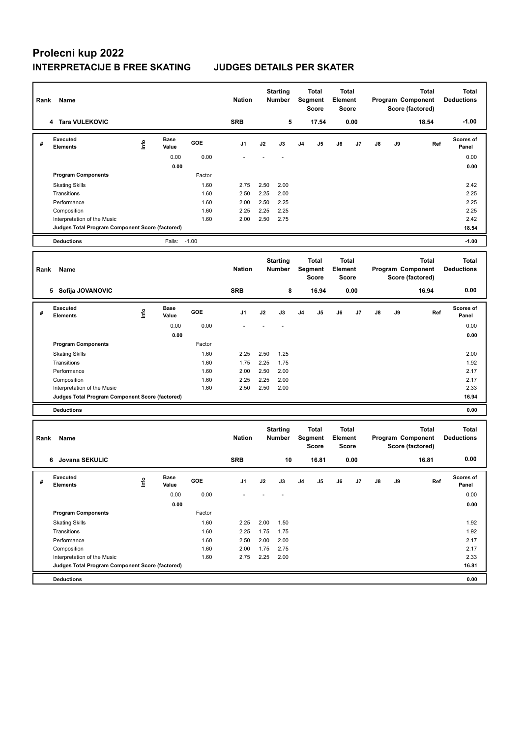# Prolecni kup 2022

## INTERPRETACIJE B FREE SKATING JUDGES DETAILS PER SKATER

| Rank | Name | Nation | Starting Number | Total Segment Score | Total Element Score | Total Program Component Score (factored) | Total Deductions |
|---|---|---|---|---|---|---|---|
| 4 | Tara VULEKOVIC | SRB | 5 | 17.54 | 0.00 | 18.54 | -1.00 |

| # | Executed Elements | Info | Base Value | GOE | J1 | J2 | J3 | J4 | J5 | J6 | J7 | J8 | J9 | Ref | Scores of Panel |
|---|---|---|---|---|---|---|---|---|---|---|---|---|---|---|---|
| | | | 0.00 | 0.00 | - | - | - | | | | | | | | 0.00 |
| | | | 0.00 | | | | | | | | | | | | 0.00 |
| | **Program Components** | | | Factor | | | | | | | | | | | |
| | Skating Skills | | | 1.60 | 2.75 | 2.50 | 2.00 | | | | | | | | 2.42 |
| | Transitions | | | 1.60 | 2.50 | 2.25 | 2.00 | | | | | | | | 2.25 |
| | Performance | | | 1.60 | 2.00 | 2.50 | 2.25 | | | | | | | | 2.25 |
| | Composition | | | 1.60 | 2.25 | 2.25 | 2.25 | | | | | | | | 2.25 |
| | Interpretation of the Music | | | 1.60 | 2.00 | 2.50 | 2.75 | | | | | | | | 2.42 |
| | **Judges Total Program Component Score (factored)** | | | | | | | | | | | | | | **18.54** |
| | **Deductions** | | Falls: | -1.00 | | | | | | | | | | | **-1.00** |

| Rank | Name | Nation | Starting Number | Total Segment Score | Total Element Score | Total Program Component Score (factored) | Total Deductions |
|---|---|---|---|---|---|---|---|
| 5 | Sofija JOVANOVIC | SRB | 8 | 16.94 | 0.00 | 16.94 | 0.00 |

| # | Executed Elements | Info | Base Value | GOE | J1 | J2 | J3 | J4 | J5 | J6 | J7 | J8 | J9 | Ref | Scores of Panel |
|---|---|---|---|---|---|---|---|---|---|---|---|---|---|---|---|
| | | | 0.00 | 0.00 | - | - | - | | | | | | | | 0.00 |
| | | | 0.00 | | | | | | | | | | | | 0.00 |
| | **Program Components** | | | Factor | | | | | | | | | | | |
| | Skating Skills | | | 1.60 | 2.25 | 2.50 | 1.25 | | | | | | | | 2.00 |
| | Transitions | | | 1.60 | 1.75 | 2.25 | 1.75 | | | | | | | | 1.92 |
| | Performance | | | 1.60 | 2.00 | 2.50 | 2.00 | | | | | | | | 2.17 |
| | Composition | | | 1.60 | 2.25 | 2.25 | 2.00 | | | | | | | | 2.17 |
| | Interpretation of the Music | | | 1.60 | 2.50 | 2.50 | 2.00 | | | | | | | | 2.33 |
| | **Judges Total Program Component Score (factored)** | | | | | | | | | | | | | | **16.94** |
| | **Deductions** | | | | | | | | | | | | | | **0.00** |

| Rank | Name | Nation | Starting Number | Total Segment Score | Total Element Score | Total Program Component Score (factored) | Total Deductions |
|---|---|---|---|---|---|---|---|
| 6 | Jovana SEKULIC | SRB | 10 | 16.81 | 0.00 | 16.81 | 0.00 |

| # | Executed Elements | Info | Base Value | GOE | J1 | J2 | J3 | J4 | J5 | J6 | J7 | J8 | J9 | Ref | Scores of Panel |
|---|---|---|---|---|---|---|---|---|---|---|---|---|---|---|---|
| | | | 0.00 | 0.00 | - | - | - | | | | | | | | 0.00 |
| | | | 0.00 | | | | | | | | | | | | 0.00 |
| | **Program Components** | | | Factor | | | | | | | | | | | |
| | Skating Skills | | | 1.60 | 2.25 | 2.00 | 1.50 | | | | | | | | 1.92 |
| | Transitions | | | 1.60 | 2.25 | 1.75 | 1.75 | | | | | | | | 1.92 |
| | Performance | | | 1.60 | 2.50 | 2.00 | 2.00 | | | | | | | | 2.17 |
| | Composition | | | 1.60 | 2.00 | 1.75 | 2.75 | | | | | | | | 2.17 |
| | Interpretation of the Music | | | 1.60 | 2.75 | 2.25 | 2.00 | | | | | | | | 2.33 |
| | **Judges Total Program Component Score (factored)** | | | | | | | | | | | | | | **16.81** |
| | **Deductions** | | | | | | | | | | | | | | **0.00** |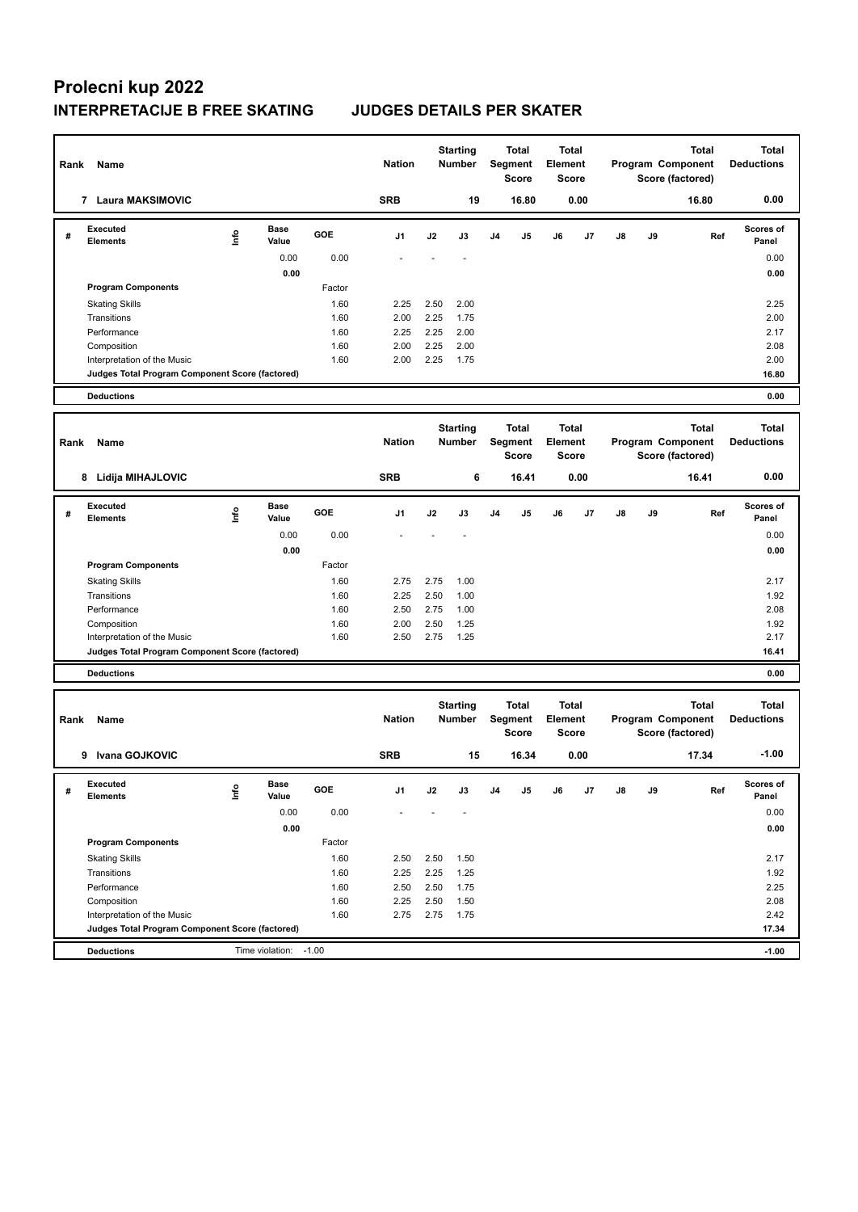# Prolecni kup 2022

## INTERPRETACIJE B FREE SKATING JUDGES DETAILS PER SKATER

| Rank | Name | Nation | Starting Number | Total Segment Score | Total Element Score | Total Program Component Score (factored) | Total Deductions |
|---|---|---|---|---|---|---|---|
| 7 | Laura MAKSIMOVIC | SRB | 19 | 16.80 | 0.00 | 16.80 | 0.00 |

| # | Executed Elements | Info | Base Value | GOE | J1 | J2 | J3 | J4 | J5 | J6 | J7 | J8 | J9 | Ref | Scores of Panel |
|---|---|---|---|---|---|---|---|---|---|---|---|---|---|---|---|
| | | | 0.00 | 0.00 | - | - | - | | | | | | | | 0.00 |
| | | | 0.00 | | | | | | | | | | | | 0.00 |
| | Program Components | | | Factor | | | | | | | | | | | |
| | Skating Skills | | | 1.60 | 2.25 | 2.50 | 2.00 | | | | | | | | 2.25 |
| | Transitions | | | 1.60 | 2.00 | 2.25 | 1.75 | | | | | | | | 2.00 |
| | Performance | | | 1.60 | 2.25 | 2.25 | 2.00 | | | | | | | | 2.17 |
| | Composition | | | 1.60 | 2.00 | 2.25 | 2.00 | | | | | | | | 2.08 |
| | Interpretation of the Music | | | 1.60 | 2.00 | 2.25 | 1.75 | | | | | | | | 2.00 |
| | Judges Total Program Component Score (factored) | | | | | | | | | | | | | | 16.80 |
| | Deductions | | | | | | | | | | | | | | 0.00 |

| Rank | Name | Nation | Starting Number | Total Segment Score | Total Element Score | Total Program Component Score (factored) | Total Deductions |
|---|---|---|---|---|---|---|---|
| 8 | Lidija MIHAJLOVIC | SRB | 6 | 16.41 | 0.00 | 16.41 | 0.00 |

| # | Executed Elements | Info | Base Value | GOE | J1 | J2 | J3 | J4 | J5 | J6 | J7 | J8 | J9 | Ref | Scores of Panel |
|---|---|---|---|---|---|---|---|---|---|---|---|---|---|---|---|
| | | | 0.00 | 0.00 | - | - | - | | | | | | | | 0.00 |
| | | | 0.00 | | | | | | | | | | | | 0.00 |
| | Program Components | | | Factor | | | | | | | | | | | |
| | Skating Skills | | | 1.60 | 2.75 | 2.75 | 1.00 | | | | | | | | 2.17 |
| | Transitions | | | 1.60 | 2.25 | 2.50 | 1.00 | | | | | | | | 1.92 |
| | Performance | | | 1.60 | 2.50 | 2.75 | 1.00 | | | | | | | | 2.08 |
| | Composition | | | 1.60 | 2.00 | 2.50 | 1.25 | | | | | | | | 1.92 |
| | Interpretation of the Music | | | 1.60 | 2.50 | 2.75 | 1.25 | | | | | | | | 2.17 |
| | Judges Total Program Component Score (factored) | | | | | | | | | | | | | | 16.41 |
| | Deductions | | | | | | | | | | | | | | 0.00 |

| Rank | Name | Nation | Starting Number | Total Segment Score | Total Element Score | Total Program Component Score (factored) | Total Deductions |
|---|---|---|---|---|---|---|---|
| 9 | Ivana GOJKOVIC | SRB | 15 | 16.34 | 0.00 | 17.34 | -1.00 |

| # | Executed Elements | Info | Base Value | GOE | J1 | J2 | J3 | J4 | J5 | J6 | J7 | J8 | J9 | Ref | Scores of Panel |
|---|---|---|---|---|---|---|---|---|---|---|---|---|---|---|---|
| | | | 0.00 | 0.00 | - | - | - | | | | | | | | 0.00 |
| | | | 0.00 | | | | | | | | | | | | 0.00 |
| | Program Components | | | Factor | | | | | | | | | | | |
| | Skating Skills | | | 1.60 | 2.50 | 2.50 | 1.50 | | | | | | | | 2.17 |
| | Transitions | | | 1.60 | 2.25 | 2.25 | 1.25 | | | | | | | | 1.92 |
| | Performance | | | 1.60 | 2.50 | 2.50 | 1.75 | | | | | | | | 2.25 |
| | Composition | | | 1.60 | 2.25 | 2.50 | 1.50 | | | | | | | | 2.08 |
| | Interpretation of the Music | | | 1.60 | 2.75 | 2.75 | 1.75 | | | | | | | | 2.42 |
| | Judges Total Program Component Score (factored) | | | | | | | | | | | | | | 17.34 |
| | Deductions | | Time violation: | -1.00 | | | | | | | | | | | -1.00 |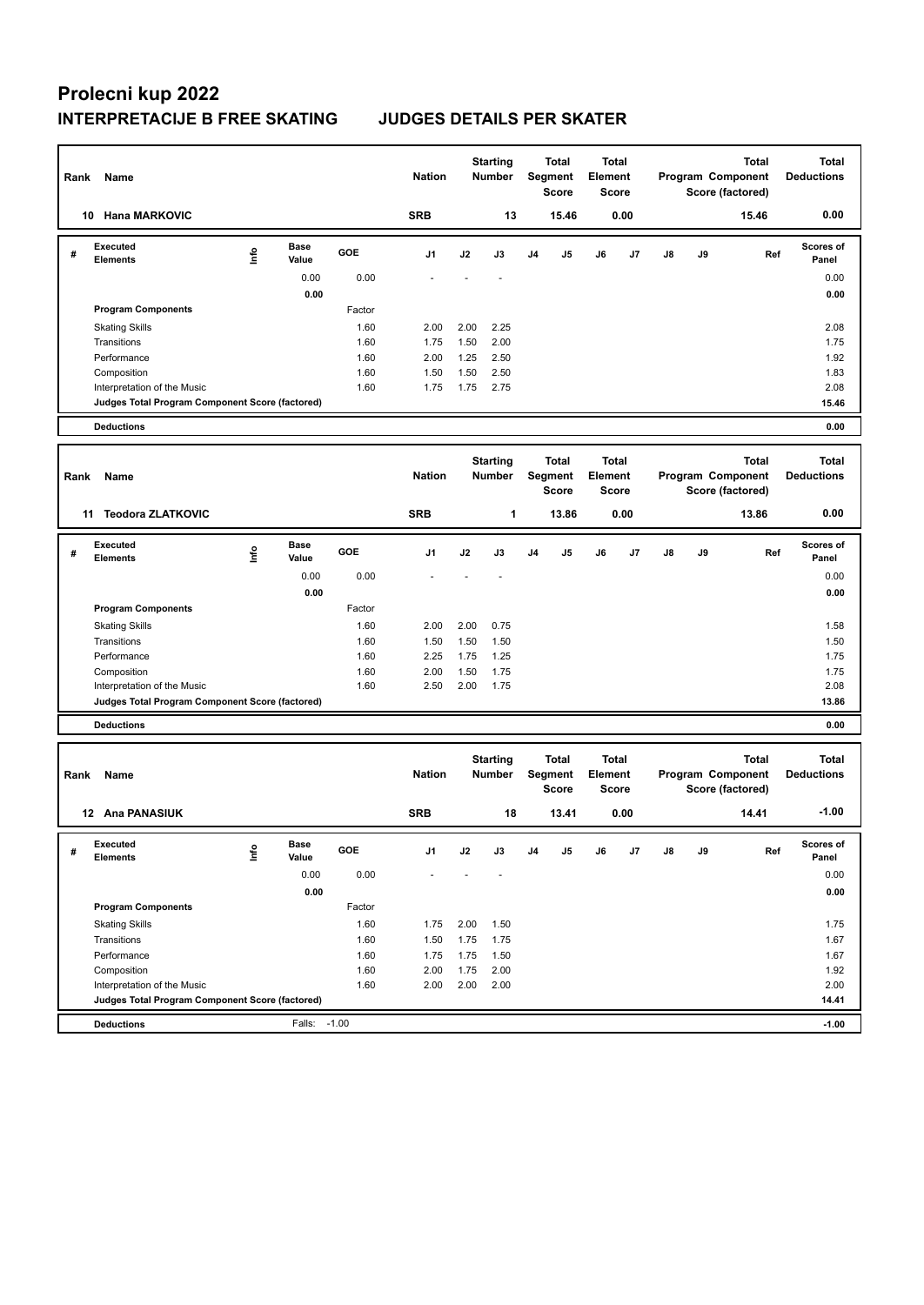# Prolecni kup 2022

## INTERPRETACIJE B FREE SKATING JUDGES DETAILS PER SKATER

| Rank | Name | Nation | Starting Number | Total Segment Score | Total Element Score | Total Program Component Score (factored) | Total Deductions |
|---|---|---|---|---|---|---|---|
| 10 | Hana MARKOVIC | SRB | 13 | 15.46 | 0.00 | 15.46 | 0.00 |

| # | Executed Elements | Info | Base Value | GOE | J1 | J2 | J3 | J4 | J5 | J6 | J7 | J8 | J9 | Ref | Scores of Panel |
|---|---|---|---|---|---|---|---|---|---|---|---|---|---|---|---|
| | | | 0.00 | 0.00 | - | - | - | | | | | | | | 0.00 |
| | | | 0.00 | | | | | | | | | | | | 0.00 |
| | Program Components | | | Factor | | | | | | | | | | | |
| | Skating Skills | | | 1.60 | 2.00 | 2.00 | 2.25 | | | | | | | | 2.08 |
| | Transitions | | | 1.60 | 1.75 | 1.50 | 2.00 | | | | | | | | 1.75 |
| | Performance | | | 1.60 | 2.00 | 1.25 | 2.50 | | | | | | | | 1.92 |
| | Composition | | | 1.60 | 1.50 | 1.50 | 2.50 | | | | | | | | 1.83 |
| | Interpretation of the Music | | | 1.60 | 1.75 | 1.75 | 2.75 | | | | | | | | 2.08 |
| | Judges Total Program Component Score (factored) | | | | | | | | | | | | | | 15.46 |
| | Deductions | | | | | | | | | | | | | | 0.00 |

| Rank | Name | Nation | Starting Number | Total Segment Score | Total Element Score | Total Program Component Score (factored) | Total Deductions |
|---|---|---|---|---|---|---|---|
| 11 | Teodora ZLATKOVIC | SRB | 1 | 13.86 | 0.00 | 13.86 | 0.00 |

| # | Executed Elements | Info | Base Value | GOE | J1 | J2 | J3 | J4 | J5 | J6 | J7 | J8 | J9 | Ref | Scores of Panel |
|---|---|---|---|---|---|---|---|---|---|---|---|---|---|---|---|
| | | | 0.00 | 0.00 | - | - | - | | | | | | | | 0.00 |
| | | | 0.00 | | | | | | | | | | | | 0.00 |
| | Program Components | | | Factor | | | | | | | | | | | |
| | Skating Skills | | | 1.60 | 2.00 | 2.00 | 0.75 | | | | | | | | 1.58 |
| | Transitions | | | 1.60 | 1.50 | 1.50 | 1.50 | | | | | | | | 1.50 |
| | Performance | | | 1.60 | 2.25 | 1.75 | 1.25 | | | | | | | | 1.75 |
| | Composition | | | 1.60 | 2.00 | 1.50 | 1.75 | | | | | | | | 1.75 |
| | Interpretation of the Music | | | 1.60 | 2.50 | 2.00 | 1.75 | | | | | | | | 2.08 |
| | Judges Total Program Component Score (factored) | | | | | | | | | | | | | | 13.86 |
| | Deductions | | | | | | | | | | | | | | 0.00 |

| Rank | Name | Nation | Starting Number | Total Segment Score | Total Element Score | Total Program Component Score (factored) | Total Deductions |
|---|---|---|---|---|---|---|---|
| 12 | Ana PANASIUK | SRB | 18 | 13.41 | 0.00 | 14.41 | -1.00 |

| # | Executed Elements | Info | Base Value | GOE | J1 | J2 | J3 | J4 | J5 | J6 | J7 | J8 | J9 | Ref | Scores of Panel |
|---|---|---|---|---|---|---|---|---|---|---|---|---|---|---|---|
| | | | 0.00 | 0.00 | - | - | - | | | | | | | | 0.00 |
| | | | 0.00 | | | | | | | | | | | | 0.00 |
| | Program Components | | | Factor | | | | | | | | | | | |
| | Skating Skills | | | 1.60 | 1.75 | 2.00 | 1.50 | | | | | | | | 1.75 |
| | Transitions | | | 1.60 | 1.50 | 1.75 | 1.75 | | | | | | | | 1.67 |
| | Performance | | | 1.60 | 1.75 | 1.75 | 1.50 | | | | | | | | 1.67 |
| | Composition | | | 1.60 | 2.00 | 1.75 | 2.00 | | | | | | | | 1.92 |
| | Interpretation of the Music | | | 1.60 | 2.00 | 2.00 | 2.00 | | | | | | | | 2.00 |
| | Judges Total Program Component Score (factored) | | | | | | | | | | | | | | 14.41 |
| | Deductions | | Falls: | -1.00 | | | | | | | | | | | -1.00 |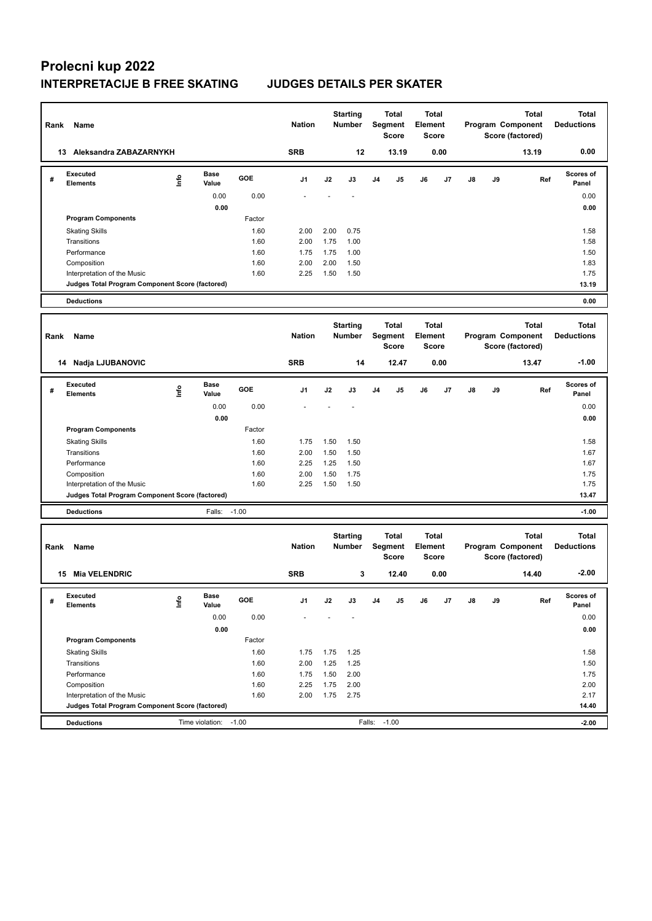# Prolecni kup 2022

## INTERPRETACIJE B FREE SKATING JUDGES DETAILS PER SKATER

| Rank | Name | Nation | Starting Number | Total Segment Score | Total Element Score | Total Program Component Score (factored) | Total Deductions |
|---|---|---|---|---|---|---|---|
| 13 | Aleksandra ZABAZARNYKH | SRB | 12 | 13.19 | 0.00 | 13.19 | 0.00 |

| # | Executed Elements | Info | Base Value | GOE | J1 | J2 | J3 | J4 | J5 | J6 | J7 | J8 | J9 | Ref | Scores of Panel |
|---|---|---|---|---|---|---|---|---|---|---|---|---|---|---|---|
| | | | 0.00 | 0.00 | - | - | - | | | | | | | | 0.00 |
| | | | 0.00 | | | | | | | | | | | | 0.00 |
| | **Program Components** | | | Factor | | | | | | | | | | | |
| | Skating Skills | | | 1.60 | 2.00 | 2.00 | 0.75 | | | | | | | | 1.58 |
| | Transitions | | | 1.60 | 2.00 | 1.75 | 1.00 | | | | | | | | 1.58 |
| | Performance | | | 1.60 | 1.75 | 1.75 | 1.00 | | | | | | | | 1.50 |
| | Composition | | | 1.60 | 2.00 | 2.00 | 1.50 | | | | | | | | 1.83 |
| | Interpretation of the Music | | | 1.60 | 2.25 | 1.50 | 1.50 | | | | | | | | 1.75 |
| | **Judges Total Program Component Score (factored)** | | | | | | | | | | | | | | 13.19 |
| | **Deductions** | | | | | | | | | | | | | | 0.00 |

| Rank | Name | Nation | Starting Number | Total Segment Score | Total Element Score | Total Program Component Score (factored) | Total Deductions |
|---|---|---|---|---|---|---|---|
| 14 | Nadja LJUBANOVIC | SRB | 14 | 12.47 | 0.00 | 13.47 | -1.00 |

| # | Executed Elements | Info | Base Value | GOE | J1 | J2 | J3 | J4 | J5 | J6 | J7 | J8 | J9 | Ref | Scores of Panel |
|---|---|---|---|---|---|---|---|---|---|---|---|---|---|---|---|
| | | | 0.00 | 0.00 | - | - | - | | | | | | | | 0.00 |
| | | | 0.00 | | | | | | | | | | | | 0.00 |
| | **Program Components** | | | Factor | | | | | | | | | | | |
| | Skating Skills | | | 1.60 | 1.75 | 1.50 | 1.50 | | | | | | | | 1.58 |
| | Transitions | | | 1.60 | 2.00 | 1.50 | 1.50 | | | | | | | | 1.67 |
| | Performance | | | 1.60 | 2.25 | 1.25 | 1.50 | | | | | | | | 1.67 |
| | Composition | | | 1.60 | 2.00 | 1.50 | 1.75 | | | | | | | | 1.75 |
| | Interpretation of the Music | | | 1.60 | 2.25 | 1.50 | 1.50 | | | | | | | | 1.75 |
| | **Judges Total Program Component Score (factored)** | | | | | | | | | | | | | | 13.47 |
| | **Deductions** | | Falls: | -1.00 | | | | | | | | | | | -1.00 |

| Rank | Name | Nation | Starting Number | Total Segment Score | Total Element Score | Total Program Component Score (factored) | Total Deductions |
|---|---|---|---|---|---|---|---|
| 15 | Mia VELENDRIC | SRB | 3 | 12.40 | 0.00 | 14.40 | -2.00 |

| # | Executed Elements | Info | Base Value | GOE | J1 | J2 | J3 | J4 | J5 | J6 | J7 | J8 | J9 | Ref | Scores of Panel |
|---|---|---|---|---|---|---|---|---|---|---|---|---|---|---|---|
| | | | 0.00 | 0.00 | - | - | - | | | | | | | | 0.00 |
| | | | 0.00 | | | | | | | | | | | | 0.00 |
| | **Program Components** | | | Factor | | | | | | | | | | | |
| | Skating Skills | | | 1.60 | 1.75 | 1.75 | 1.25 | | | | | | | | 1.58 |
| | Transitions | | | 1.60 | 2.00 | 1.25 | 1.25 | | | | | | | | 1.50 |
| | Performance | | | 1.60 | 1.75 | 1.50 | 2.00 | | | | | | | | 1.75 |
| | Composition | | | 1.60 | 2.25 | 1.75 | 2.00 | | | | | | | | 2.00 |
| | Interpretation of the Music | | | 1.60 | 2.00 | 1.75 | 2.75 | | | | | | | | 2.17 |
| | **Judges Total Program Component Score (factored)** | | | | | | | | | | | | | | 14.40 |
| | **Deductions** | | Time violation: | -1.00 | | | Falls: | -1.00 | | | | | | | -2.00 |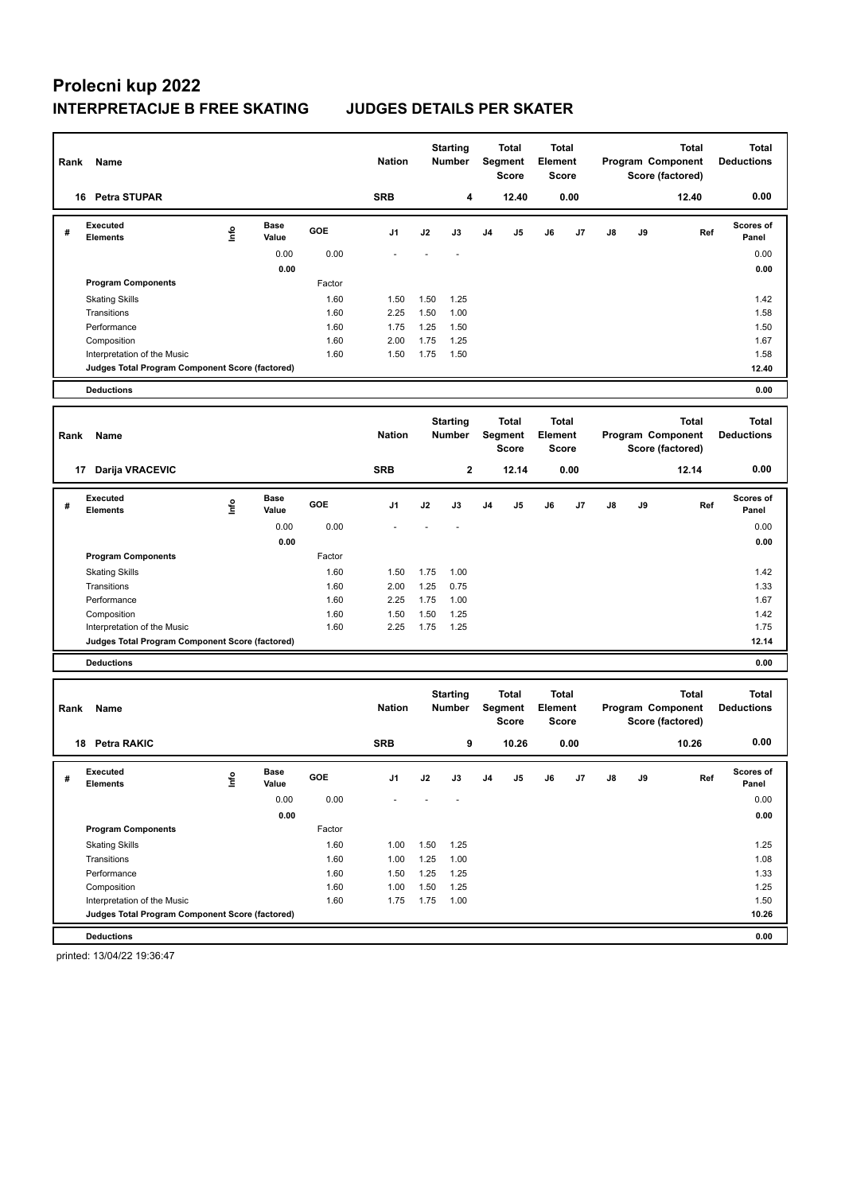# Prolecni kup 2022

## INTERPRETACIJE B FREE SKATING JUDGES DETAILS PER SKATER

| Rank | Name | Nation | Starting Number | Total Segment Score | Total Element Score | Total Program Component Score (factored) | Total Deductions |
|---|---|---|---|---|---|---|---|
| 16 | Petra STUPAR | SRB | 4 | 12.40 | 0.00 | 12.40 | 0.00 |

| # | Executed Elements | Info | Base Value | GOE | J1 | J2 | J3 | J4 | J5 | J6 | J7 | J8 | J9 | Ref | Scores of Panel |
|---|---|---|---|---|---|---|---|---|---|---|---|---|---|---|---|
| | | | 0.00 | 0.00 | - | - | - | | | | | | | | 0.00 |
| | | | 0.00 | | | | | | | | | | | | 0.00 |
| | Program Components | | | Factor | | | | | | | | | | | |
| | Skating Skills | | | 1.60 | 1.50 | 1.50 | 1.25 | | | | | | | | 1.42 |
| | Transitions | | | 1.60 | 2.25 | 1.50 | 1.00 | | | | | | | | 1.58 |
| | Performance | | | 1.60 | 1.75 | 1.25 | 1.50 | | | | | | | | 1.50 |
| | Composition | | | 1.60 | 2.00 | 1.75 | 1.25 | | | | | | | | 1.67 |
| | Interpretation of the Music | | | 1.60 | 1.50 | 1.75 | 1.50 | | | | | | | | 1.58 |
| | Judges Total Program Component Score (factored) | | | | | | | | | | | | | | 12.40 |
| | Deductions | | | | | | | | | | | | | | 0.00 |

| Rank | Name | Nation | Starting Number | Total Segment Score | Total Element Score | Total Program Component Score (factored) | Total Deductions |
|---|---|---|---|---|---|---|---|
| 17 | Darija VRACEVIC | SRB | 2 | 12.14 | 0.00 | 12.14 | 0.00 |

| # | Executed Elements | Info | Base Value | GOE | J1 | J2 | J3 | J4 | J5 | J6 | J7 | J8 | J9 | Ref | Scores of Panel |
|---|---|---|---|---|---|---|---|---|---|---|---|---|---|---|---|
| | | | 0.00 | 0.00 | - | - | - | | | | | | | | 0.00 |
| | | | 0.00 | | | | | | | | | | | | 0.00 |
| | Program Components | | | Factor | | | | | | | | | | | |
| | Skating Skills | | | 1.60 | 1.50 | 1.75 | 1.00 | | | | | | | | 1.42 |
| | Transitions | | | 1.60 | 2.00 | 1.25 | 0.75 | | | | | | | | 1.33 |
| | Performance | | | 1.60 | 2.25 | 1.75 | 1.00 | | | | | | | | 1.67 |
| | Composition | | | 1.60 | 1.50 | 1.50 | 1.25 | | | | | | | | 1.42 |
| | Interpretation of the Music | | | 1.60 | 2.25 | 1.75 | 1.25 | | | | | | | | 1.75 |
| | Judges Total Program Component Score (factored) | | | | | | | | | | | | | | 12.14 |
| | Deductions | | | | | | | | | | | | | | 0.00 |

| Rank | Name | Nation | Starting Number | Total Segment Score | Total Element Score | Total Program Component Score (factored) | Total Deductions |
|---|---|---|---|---|---|---|---|
| 18 | Petra RAKIC | SRB | 9 | 10.26 | 0.00 | 10.26 | 0.00 |

| # | Executed Elements | Info | Base Value | GOE | J1 | J2 | J3 | J4 | J5 | J6 | J7 | J8 | J9 | Ref | Scores of Panel |
|---|---|---|---|---|---|---|---|---|---|---|---|---|---|---|---|
| | | | 0.00 | 0.00 | - | - | - | | | | | | | | 0.00 |
| | | | 0.00 | | | | | | | | | | | | 0.00 |
| | Program Components | | | Factor | | | | | | | | | | | |
| | Skating Skills | | | 1.60 | 1.00 | 1.50 | 1.25 | | | | | | | | 1.25 |
| | Transitions | | | 1.60 | 1.00 | 1.25 | 1.00 | | | | | | | | 1.08 |
| | Performance | | | 1.60 | 1.50 | 1.25 | 1.25 | | | | | | | | 1.33 |
| | Composition | | | 1.60 | 1.00 | 1.50 | 1.25 | | | | | | | | 1.25 |
| | Interpretation of the Music | | | 1.60 | 1.75 | 1.75 | 1.00 | | | | | | | | 1.50 |
| | Judges Total Program Component Score (factored) | | | | | | | | | | | | | | 10.26 |
| | Deductions | | | | | | | | | | | | | | 0.00 |

printed: 13/04/22 19:36:47